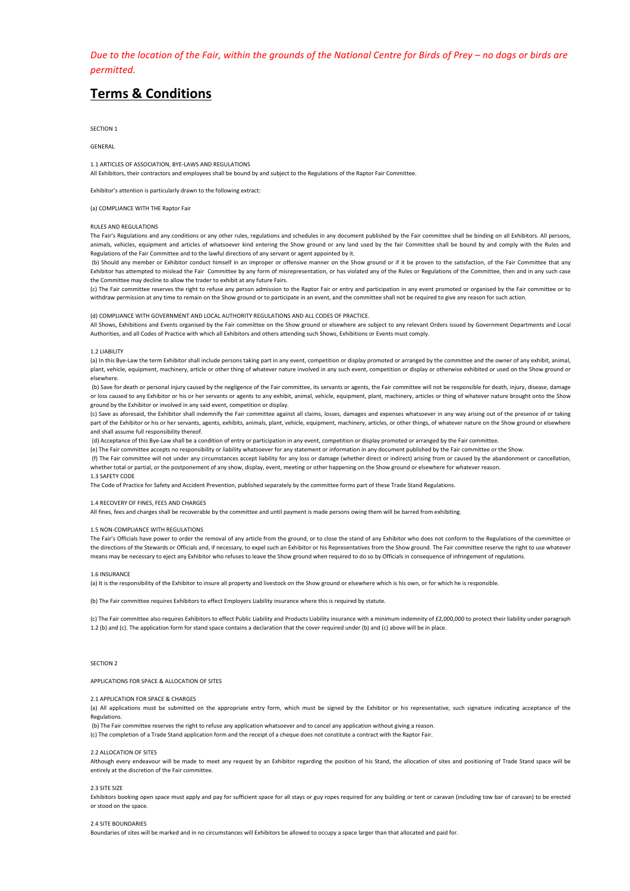*Due to the location of the Fair, within the grounds of the National Centre for Birds of Prey – no dogs or birds are permitted.*

# Terms & Conditions

SECTION 1

GENERAL

1.1 ARTICLES OF ASSOCIATION, BYE-LAWS AND REGULATIONS

All Exhibitors, their contractors and employees shall be bound by and subject to the Regulations of the Raptor Fair Committee.

Exhibitor's attention is particularly drawn to the following extract:

(a) COMPLIANCE WITH THE Raptor Fair

RULES AND REGULATIONS

The Fair's Regulations and any conditions or any other rules, regulations and schedules in any document published by the Fair committee shall be binding on all Exhibitors. All persons, animals, vehicles, equipment and articles of whatsoever kind entering the Show ground or any land used by the fair Committee shall be bound by and comply with the Rules and Regulations of the Fair Committee and to the lawful directions of any servant or agent appointed by it.

(b) Should any member or Exhibitor conduct himself in an improper or offensive manner on the Show ground or if it be proven to the satisfaction, of the Fair Committee that any Exhibitor has attempted to mislead the Fair Committee by any form of misrepresentation, or has violated any of the Rules or Regulations of the Committee, then and in any such case the Committee may decline to allow the trader to exhibit at any future Fairs.

(c) The Fair committee reserves the right to refuse any person admission to the Raptor Fair or entry and participation in any event promoted or organised by the Fair committee or to withdraw permission at any time to remain on the Show ground or to participate in an event, and the committee shall not be required to give any reason for such action.

(d) COMPLIANCE WITH GOVERNMENT AND LOCAL AUTHORITY REGULATIONS AND ALL CODES OF PRACTICE.

All Shows, Exhibitions and Events organised by the Fair committee on the Show ground or elsewhere are subject to any relevant Orders issued by Government Departments and Local Authorities, and all Codes of Practice with which all Exhibitors and others attending such Shows, Exhibitions or Events must comply.

1.2 LIABILITY

(a) In this Bye-Law the term Exhibitor shall include persons taking part in any event, competition or display promoted or arranged by the committee and the owner of any exhibit, animal, plant, vehicle, equipment, machinery, article or other thing of whatever nature involved in any such event, competition or display or otherwise exhibited or used on the Show ground or elsewhere.

(b) Save for death or personal injury caused by the negligence of the Fair committee, its servants or agents, the Fair committee will not be responsible for death, injury, disease, damage or loss caused to any Exhibitor or his or her servants or agents to any exhibit, animal, vehicle, equipment, plant, machinery, articles or thing of whatever nature brought onto the Show ground by the Exhibitor or involved in any said event, competition or display.

(c) Save as aforesaid, the Exhibitor shall indemnify the Fair committee against all claims, losses, damages and expenses whatsoever in any way arising out of the presence of or taking part of the Exhibitor or his or her servants, agents, exhibits, animals, plant, vehicle, equipment, machinery, articles, or other things, of whatever nature on the Show ground or elsewhere and shall assume full responsibility thereof.

(d) Acceptance of this Bye-Law shall be a condition of entry or participation in any event, competition or display promoted or arranged by the Fair committee.

(e) The Fair committee accepts no responsibility or liability whatsoever for any statement or information in any document published by the Fair committee or the Show.

(f) The Fair committee will not under any circumstances accept liability for any loss or damage (whether direct or indirect) arising from or caused by the abandonment or cancellation, whether total or partial, or the postponement of any show, display, event, meeting or other happening on the Show ground or elsewhere for whatever reason.

1.3 SAFETY CODE

The Code of Practice for Safety and Accident Prevention, published separately by the committee forms part of these Trade Stand Regulations.

1.4 RECOVERY OF FINES, FEES AND CHARGES

All fines, fees and charges shall be recoverable by the committee and until payment is made persons owing them will be barred from exhibiting.

1.5 NON-COMPLIANCE WITH REGULATIONS

The Fair's Officials have power to order the removal of any article from the ground, or to close the stand of any Exhibitor who does not conform to the Regulations of the committee or the directions of the Stewards or Officials and, if necessary, to expel such an Exhibitor or his Representatives from the Show ground. The Fair committee reserve the right to use whatever means may be necessary to eject any Exhibitor who refuses to leave the Show ground when required to do so by Officials in consequence of infringement of regulations.

1.6 INSURANCE

(a) It is the responsibility of the Exhibitor to insure all property and livestock on the Show ground or elsewhere which is his own, or for which he is responsible.

(b) The Fair committee requires Exhibitors to effect Employers Liability insurance where this is required by statute.

(c) The Fair committee also requires Exhibitors to effect Public Liability and Products Liability insurance with a minimum indemnity of £2,000,000 to protect their liability under paragraph 1.2 (b) and (c). The application form for stand space contains a declaration that the cover required under (b) and (c) above will be in place.

SECTION 2

APPLICATIONS FOR SPACE & ALLOCATION OF SITES

2.1 APPLICATION FOR SPACE & CHARGES

(a) All applications must be submitted on the appropriate entry form, which must be signed by the Exhibitor or his representative, such signature indicating acceptance of the Regulations.

(b) The Fair committee reserves the right to refuse any application whatsoever and to cancel any application without giving a reason.

(c) The completion of a Trade Stand application form and the receipt of a cheque does not constitute a contract with the Raptor Fair.

2.2 ALLOCATION OF SITES

Although every endeavour will be made to meet any request by an Exhibitor regarding the position of his Stand, the allocation of sites and positioning of Trade Stand space will be entirely at the discretion of the Fair committee.

2.3 SITE SIZE

Exhibitors booking open space must apply and pay for sufficient space for all stays or guy ropes required for any building or tent or caravan (including tow bar of caravan) to be erected or stood on the space.

2.4 SITE BOUNDARIES

Boundaries of sites will be marked and in no circumstances will Exhibitors be allowed to occupy a space larger than that allocated and paid for.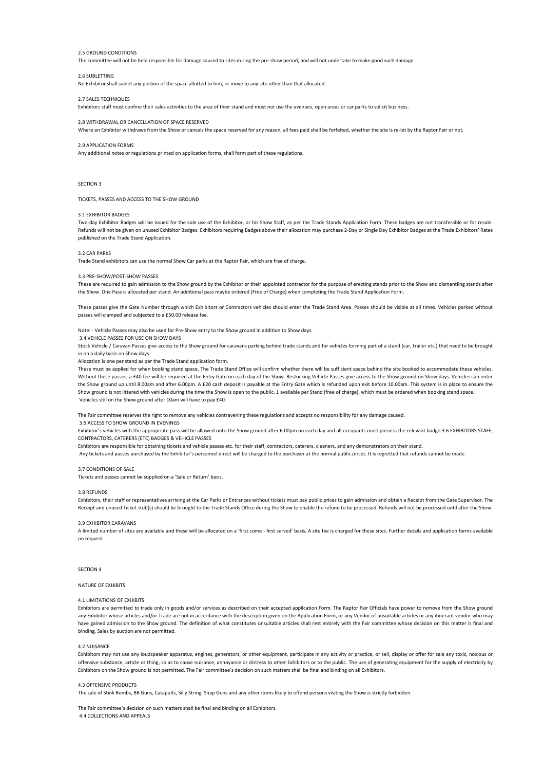#### 2.5 GROUND CONDITIONS

The committee will not be held responsible for damage caused to sites during the pre-show period, and will not undertake to make good such damage.

#### 2.6 SUBLETTING

No Exhibitor shall sublet any portion of the space allotted to him, or move to any site other than that allocated.

#### 2.7 SALES TECHNIQUES

Exhibitors staff must confine their sales activities to the area of their stand and must not use the avenues, open areas or car parks to solicit business.

#### 2.8 WITHDRAWAL OR CANCELLATION OF SPACE RESERVED

Where an Exhibitor withdraws from the Show or cancels the space reserved for any reason, all fees paid shall be forfeited, whether the site is re-let by the Raptor Fair or not.

#### 2.9 APPLICATION FORMS

Any additional notes or regulations printed on application forms, shall form part of these regulations.

## SECTION 3

### TICKETS, PASSES AND ACCESS TO THE SHOW GROUND

#### 3.1 EXHIBITOR BADGES

Two-day Exhibitor Badges will be issued for the sole use of the Exhibitor, or his Show Staff, as per the Trade Stands Application Form. These badges are not transferable or for resale. Refunds will not be given on unused Exhibitor Badges. Exhibitors requiring Badges above their allocation may purchase 2-Day or Single Day Exhibitor Badges at the Trade Exhibitors' Rates published on the Trade Stand Application.

#### 3.2 CAR PARKS

Trade Stand exhibitors can use the normal Show Car parks at the Raptor Fair, which are free of charge.

#### 3.3 PRE-SHOW/POST-SHOW PASSES

These are required to gain admission to the Show ground by the Exhibitor or their appointed contractor for the purpose of erecting stands prior to the Show and dismantling stands after the Show. One Pass is allocated per stand. An additional pass maybe ordered (Free of Charge) when completing the Trade Stand Application Form.

These passes give the Gate Number through which Exhibitors or Contractors vehicles should enter the Trade Stand Area. Passes should be visible at all times. Vehicles parked without passes will clamped and subjected to a £50.00 release fee.

Note: - Vehicle Passes may also be used for Pre-Show entry to the Show ground in addition to Show days.

#### 3.4 VEHICLE PASSES FOR USE ON SHOW DAYS

Stock Vehicle / Caravan Passes give access to the Show ground for caravans parking behind trade stands and for vehicles forming part of a stand (car, trailer etc.) that need to be brought in on a daily basis on Show days.

Allocation is one per stand as per the Trade Stand application form.

These must be applied for when booking stand space. The Trade Stand Office will confirm whether there will be sufficient space behind the site booked to accommodate these vehicles. Without these passes, a £40 fee will be required at the Entry Gate on each day of the Show. Restocking Vehicle Passes give access to the Show ground on Show days. Vehicles can enter the Show ground up until 8.00am and after 6.00pm. A £20 cash deposit is payable at the Entry Gate which is refunded upon exit before 10.00am. This system is in place to ensure the Show ground is not littered with vehicles during the time the Show is open to the public. 1 available per Stand (free of charge), which must be ordered when booking stand space.
Vehicles still on the Show ground after 10am will have to pay £40.

The Fair committee reserves the right to remove any vehicles contravening these regulations and accepts no responsibility for any damage caused.

#### 3.5 ACCESS TO SHOW GROUND IN EVENINGS

Exhibitor's vehicles with the appropriate pass will be allowed onto the Show ground after 6.00pm on each day and all occupants must possess the relevant badge.

#### 3.6 EXHIBITORS STAFF, CONTRACTORS, CATERERS (ETC) BADGES & VEHICLE PASSES

Exhibitors are responsible for obtaining tickets and vehicle passes etc. for their staff, contractors, caterers, cleaners, and any demonstrators on their stand.
Any tickets and passes purchased by the Exhibitor's personnel direct will be charged to the purchaser at the normal public prices. It is regretted that refunds cannot be made.

#### 3.7 CONDITIONS OF SALE

Tickets and passes cannot be supplied on a 'Sale or Return' basis.

#### 3.8 REFUNDS

Exhibitors, their staff or representatives arriving at the Car Parks or Entrances without tickets must pay public prices to gain admission and obtain a Receipt from the Gate Supervisor. The Receipt and unused Ticket stub(s) should be brought to the Trade Stands Office during the Show to enable the refund to be processed. Refunds will not be processed until after the Show.

#### 3.9 EXHIBITOR CARAVANS

A limited number of sites are available and these will be allocated on a 'first come - first served' basis. A site fee is charged for these sites. Further details and application forms available on request.

## SECTION 4

### NATURE OF EXHIBITS

#### 4.1 LIMITATIONS OF EXHIBITS

Exhibitors are permitted to trade only in goods and/or services as described on their accepted application Form. The Raptor Fair Officials have power to remove from the Show ground any Exhibitor whose articles and/or Trade are not in accordance with the description given on the Application Form, or any Vendor of unsuitable articles or any itinerant vendor who may have gained admission to the Show ground. The definition of what constitutes unsuitable articles shall rest entirely with the Fair committee whose decision on this matter is final and binding. Sales by auction are not permitted.

#### 4.2 NUISANCE

Exhibitors may not use any loudspeaker apparatus, engines, generators, or other equipment, participate in any activity or practice, or sell, display or offer for sale any toxic, noxious or offensive substance, article or thing, so as to cause nuisance, annoyance or distress to other Exhibitors or to the public. The use of generating equipment for the supply of electricity by Exhibitors on the Show ground is not permitted. The Fair committee's decision on such matters shall be final and binding on all Exhibitors.

#### 4.3 OFFENSIVE PRODUCTS

The sale of Stink Bombs, BB Guns, Catapults, Silly String, Snap Guns and any other items likely to offend persons visiting the Show is strictly forbidden.

The Fair committee's decision on such matters shall be final and binding on all Exhibitors.

#### 4.4 COLLECTIONS AND APPEALS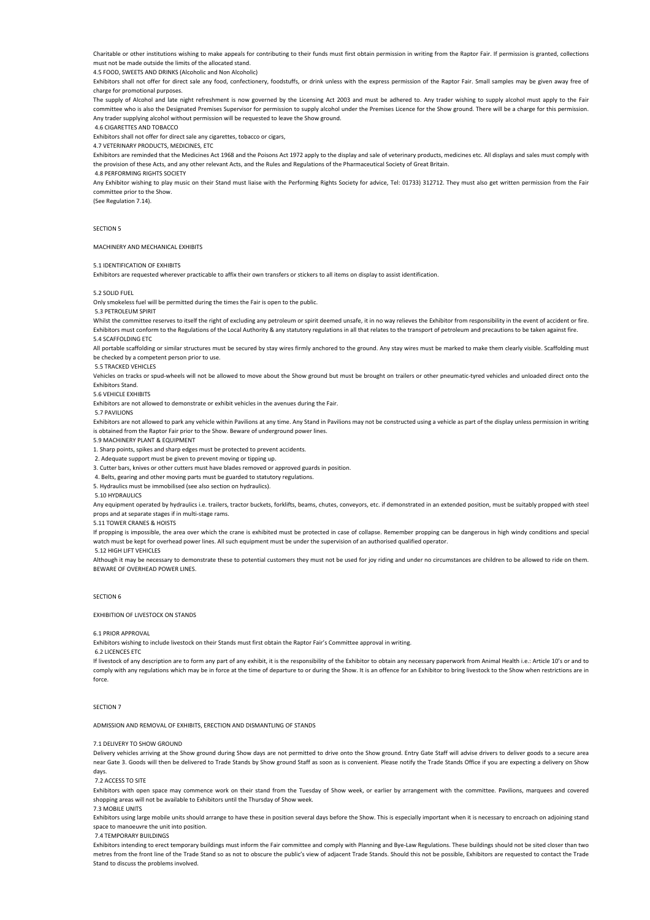Charitable or other institutions wishing to make appeals for contributing to their funds must first obtain permission in writing from the Raptor Fair. If permission is granted, collections must not be made outside the limits of the allocated stand.

### 4.5 FOOD, SWEETS AND DRINKS (Alcoholic and Non Alcoholic)

Exhibitors shall not offer for direct sale any food, confectionery, foodstuffs, or drink unless with the express permission of the Raptor Fair. Small samples may be given away free of charge for promotional purposes.

The supply of Alcohol and late night refreshment is now governed by the Licensing Act 2003 and must be adhered to. Any trader wishing to supply alcohol must apply to the Fair committee who is also the Designated Premises Supervisor for permission to supply alcohol under the Premises Licence for the Show ground. There will be a charge for this permission. Any trader supplying alcohol without permission will be requested to leave the Show ground.

### 4.6 CIGARETTES AND TOBACCO

Exhibitors shall not offer for direct sale any cigarettes, tobacco or cigars,

### 4.7 VETERINARY PRODUCTS, MEDICINES, ETC

Exhibitors are reminded that the Medicines Act 1968 and the Poisons Act 1972 apply to the display and sale of veterinary products, medicines etc. All displays and sales must comply with the provision of these Acts, and any other relevant Acts, and the Rules and Regulations of the Pharmaceutical Society of Great Britain.

### 4.8 PERFORMING RIGHTS SOCIETY

Any Exhibitor wishing to play music on their Stand must liaise with the Performing Rights Society for advice, Tel: 01733) 312712. They must also get written permission from the Fair committee prior to the Show.

(See Regulation 7.14).

## SECTION 5

## MACHINERY AND MECHANICAL EXHIBITS

### 5.1 IDENTIFICATION OF EXHIBITS

Exhibitors are requested wherever practicable to affix their own transfers or stickers to all items on display to assist identification.

### 5.2 SOLID FUEL

Only smokeless fuel will be permitted during the times the Fair is open to the public.

### 5.3 PETROLEUM SPIRIT

Whilst the committee reserves to itself the right of excluding any petroleum or spirit deemed unsafe, it in no way relieves the Exhibitor from responsibility in the event of accident or fire. Exhibitors must conform to the Regulations of the Local Authority & any statutory regulations in all that relates to the transport of petroleum and precautions to be taken against fire.

### 5.4 SCAFFOLDING ETC

All portable scaffolding or similar structures must be secured by stay wires firmly anchored to the ground. Any stay wires must be marked to make them clearly visible. Scaffolding must be checked by a competent person prior to use.

### 5.5 TRACKED VEHICLES

Vehicles on tracks or spud-wheels will not be allowed to move about the Show ground but must be brought on trailers or other pneumatic-tyred vehicles and unloaded direct onto the Exhibitors Stand.

### 5.6 VEHICLE EXHIBITS

Exhibitors are not allowed to demonstrate or exhibit vehicles in the avenues during the Fair.

### 5.7 PAVILIONS

Exhibitors are not allowed to park any vehicle within Pavilions at any time. Any Stand in Pavilions may not be constructed using a vehicle as part of the display unless permission in writing is obtained from the Raptor Fair prior to the Show. Beware of underground power lines.

### 5.9 MACHINERY PLANT & EQUIPMENT

1. Sharp points, spikes and sharp edges must be protected to prevent accidents.
2. Adequate support must be given to prevent moving or tipping up.
3. Cutter bars, knives or other cutters must have blades removed or approved guards in position.
4. Belts, gearing and other moving parts must be guarded to statutory regulations.
5. Hydraulics must be immobilised (see also section on hydraulics).

### 5.10 HYDRAULICS

Any equipment operated by hydraulics i.e. trailers, tractor buckets, forklifts, beams, chutes, conveyors, etc. if demonstrated in an extended position, must be suitably propped with steel props and at separate stages if in multi-stage rams.

### 5.11 TOWER CRANES & HOISTS

If propping is impossible, the area over which the crane is exhibited must be protected in case of collapse. Remember propping can be dangerous in high windy conditions and special watch must be kept for overhead power lines. All such equipment must be under the supervision of an authorised qualified operator.

### 5.12 HIGH LIFT VEHICLES

Although it may be necessary to demonstrate these to potential customers they must not be used for joy riding and under no circumstances are children to be allowed to ride on them. BEWARE OF OVERHEAD POWER LINES.

## SECTION 6

## EXHIBITION OF LIVESTOCK ON STANDS

### 6.1 PRIOR APPROVAL

Exhibitors wishing to include livestock on their Stands must first obtain the Raptor Fair's Committee approval in writing.

### 6.2 LICENCES ETC

If livestock of any description are to form any part of any exhibit, it is the responsibility of the Exhibitor to obtain any necessary paperwork from Animal Health i.e.: Article 10's or and to comply with any regulations which may be in force at the time of departure to or during the Show. It is an offence for an Exhibitor to bring livestock to the Show when restrictions are in force.

## SECTION 7

## ADMISSION AND REMOVAL OF EXHIBITS, ERECTION AND DISMANTLING OF STANDS

### 7.1 DELIVERY TO SHOW GROUND

Delivery vehicles arriving at the Show ground during Show days are not permitted to drive onto the Show ground. Entry Gate Staff will advise drivers to deliver goods to a secure area near Gate 3. Goods will then be delivered to Trade Stands by Show ground Staff as soon as is convenient. Please notify the Trade Stands Office if you are expecting a delivery on Show days.

### 7.2 ACCESS TO SITE

Exhibitors with open space may commence work on their stand from the Tuesday of Show week, or earlier by arrangement with the committee. Pavilions, marquees and covered shopping areas will not be available to Exhibitors until the Thursday of Show week.

### 7.3 MOBILE UNITS

Exhibitors using large mobile units should arrange to have these in position several days before the Show. This is especially important when it is necessary to encroach on adjoining stand space to manoeuvre the unit into position.

### 7.4 TEMPORARY BUILDINGS

Exhibitors intending to erect temporary buildings must inform the Fair committee and comply with Planning and Bye-Law Regulations. These buildings should not be sited closer than two metres from the front line of the Trade Stand so as not to obscure the public's view of adjacent Trade Stands. Should this not be possible, Exhibitors are requested to contact the Trade Stand to discuss the problems involved.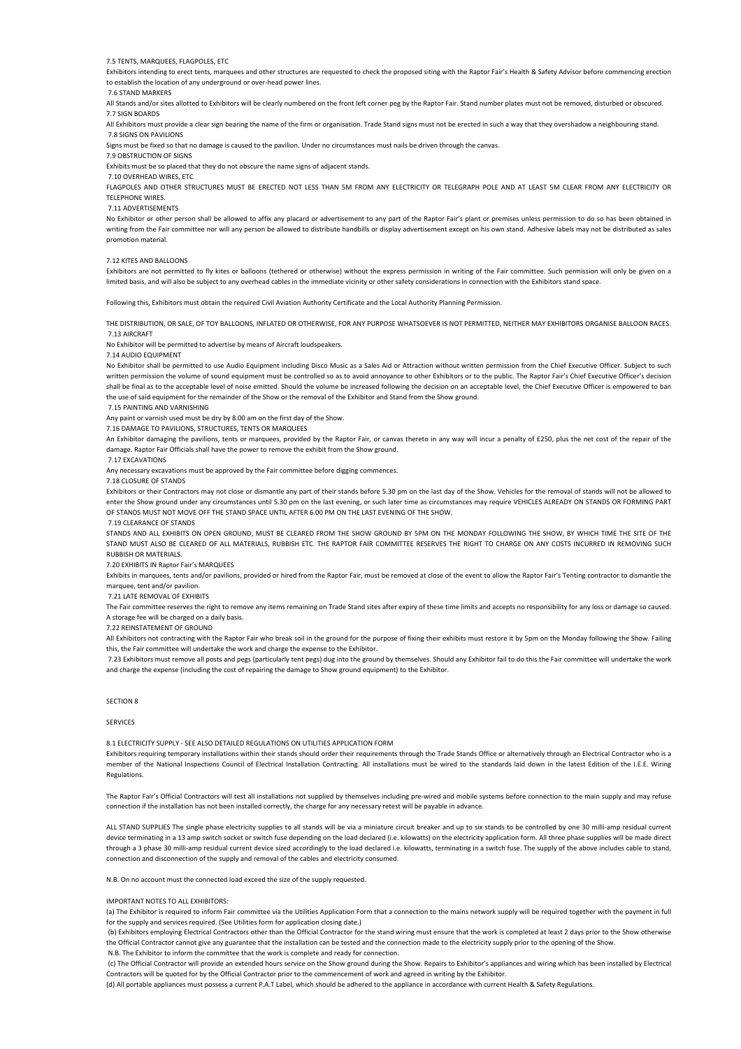### 7.5 TENTS, MARQUEES, FLAGPOLES, ETC

Exhibitors intending to erect tents, marquees and other structures are requested to check the proposed siting with the Raptor Fair's Health & Safety Advisor before commencing erection to establish the location of any underground or over-head power lines.

### 7.6 STAND MARKERS

All Stands and/or sites allotted to Exhibitors will be clearly numbered on the front left corner peg by the Raptor Fair. Stand number plates must not be removed, disturbed or obscured.

### 7.7 SIGN BOARDS

All Exhibitors must provide a clear sign bearing the name of the firm or organisation. Trade Stand signs must not be erected in such a way that they overshadow a neighbouring stand.

### 7.8 SIGNS ON PAVILIONS

Signs must be fixed so that no damage is caused to the pavilion. Under no circumstances must nails be driven through the canvas.

### 7.9 OBSTRUCTION OF SIGNS

Exhibits must be so placed that they do not obscure the name signs of adjacent stands.

### 7.10 OVERHEAD WIRES, ETC

FLAGPOLES AND OTHER STRUCTURES MUST BE ERECTED NOT LESS THAN 5M FROM ANY ELECTRICITY OR TELEGRAPH POLE AND AT LEAST 5M CLEAR FROM ANY ELECTRICITY OR TELEPHONE WIRES.

### 7.11 ADVERTISEMENTS

No Exhibitor or other person shall be allowed to affix any placard or advertisement to any part of the Raptor Fair's plant or premises unless permission to do so has been obtained in writing from the Fair committee nor will any person be allowed to distribute handbills or display advertisement except on his own stand. Adhesive labels may not be distributed as sales promotion material.

### 7.12 KITES AND BALLOONS

Exhibitors are not permitted to fly kites or balloons (tethered or otherwise) without the express permission in writing of the Fair committee. Such permission will only be given on a limited basis, and will also be subject to any overhead cables in the immediate vicinity or other safety considerations in connection with the Exhibitors stand space.

Following this, Exhibitors must obtain the required Civil Aviation Authority Certificate and the Local Authority Planning Permission.

THE DISTRIBUTION, OR SALE, OF TOY BALLOONS, INFLATED OR OTHERWISE, FOR ANY PURPOSE WHATSOEVER IS NOT PERMITTED, NEITHER MAY EXHIBITORS ORGANISE BALLOON RACES.

### 7.13 AIRCRAFT

No Exhibitor will be permitted to advertise by means of Aircraft loudspeakers.

### 7.14 AUDIO EQUIPMENT

No Exhibitor shall be permitted to use Audio Equipment including Disco Music as a Sales Aid or Attraction without written permission from the Chief Executive Officer. Subject to such written permission the volume of sound equipment must be controlled so as to avoid annoyance to other Exhibitors or to the public. The Raptor Fair's Chief Executive Officer's decision shall be final as to the acceptable level of noise emitted. Should the volume be increased following the decision on an acceptable level, the Chief Executive Officer is empowered to ban the use of said equipment for the remainder of the Show or the removal of the Exhibitor and Stand from the Show ground.

### 7.15 PAINTING AND VARNISHING

Any paint or varnish used must be dry by 8.00 am on the first day of the Show.

### 7.16 DAMAGE TO PAVILIONS, STRUCTURES, TENTS OR MARQUEES

An Exhibitor damaging the pavilions, tents or marquees, provided by the Raptor Fair, or canvas thereto in any way will incur a penalty of £250, plus the net cost of the repair of the damage. Raptor Fair Officials shall have the power to remove the exhibit from the Show ground.

### 7.17 EXCAVATIONS

Any necessary excavations must be approved by the Fair committee before digging commences.

### 7.18 CLOSURE OF STANDS

Exhibitors or their Contractors may not close or dismantle any part of their stands before 5.30 pm on the last day of the Show. Vehicles for the removal of stands will not be allowed to enter the Show ground under any circumstances until 5.30 pm on the last evening, or such later time as circumstances may require VEHICLES ALREADY ON STANDS OR FORMING PART OF STANDS MUST NOT MOVE OFF THE STAND SPACE UNTIL AFTER 6.00 PM ON THE LAST EVENING OF THE SHOW.

### 7.19 CLEARANCE OF STANDS

STANDS AND ALL EXHIBITS ON OPEN GROUND, MUST BE CLEARED FROM THE SHOW GROUND BY 5PM ON THE MONDAY FOLLOWING THE SHOW, BY WHICH TIME THE SITE OF THE STAND MUST ALSO BE CLEARED OF ALL MATERIALS, RUBBISH ETC. THE RAPTOR FAIR COMMITTEE RESERVES THE RIGHT TO CHARGE ON ANY COSTS INCURRED IN REMOVING SUCH RUBBISH OR MATERIALS.

### 7.20 EXHIBITS IN Raptor Fair's MARQUEES

Exhibits in marquees, tents and/or pavilions, provided or hired from the Raptor Fair, must be removed at close of the event to allow the Raptor Fair's Tenting contractor to dismantle the marquee, tent and/or pavilion.

### 7.21 LATE REMOVAL OF EXHIBITS

The Fair committee reserves the right to remove any items remaining on Trade Stand sites after expiry of these time limits and accepts no responsibility for any loss or damage so caused. A storage fee will be charged on a daily basis.

### 7.22 REINSTATEMENT OF GROUND

All Exhibitors not contracting with the Raptor Fair who break soil in the ground for the purpose of fixing their exhibits must restore it by 5pm on the Monday following the Show. Failing this, the Fair committee will undertake the work and charge the expense to the Exhibitor.

7.23 Exhibitors must remove all posts and pegs (particularly tent pegs) dug into the ground by themselves. Should any Exhibitor fail to do this the Fair committee will undertake the work and charge the expense (including the cost of repairing the damage to Show ground equipment) to the Exhibitor.

## SECTION 8

## SERVICES

### 8.1 ELECTRICITY SUPPLY - SEE ALSO DETAILED REGULATIONS ON UTILITIES APPLICATION FORM

Exhibitors requiring temporary installations within their stands should order their requirements through the Trade Stands Office or alternatively through an Electrical Contractor who is a member of the National Inspections Council of Electrical Installation Contracting. All installations must be wired to the standards laid down in the latest Edition of the I.E.E. Wiring Regulations.

The Raptor Fair's Official Contractors will test all installations not supplied by themselves including pre-wired and mobile systems before connection to the main supply and may refuse connection if the installation has not been installed correctly, the charge for any necessary retest will be payable in advance.

ALL STAND SUPPLIES The single phase electricity supplies to all stands will be via a miniature circuit breaker and up to six stands to be controlled by one 30 milli-amp residual current device terminating in a 13 amp switch socket or switch fuse depending on the load declared (i.e. kilowatts) on the electricity application form. All three phase supplies will be made direct through a 3 phase 30 milli-amp residual current device sized accordingly to the load declared i.e. kilowatts, terminating in a switch fuse. The supply of the above includes cable to stand, connection and disconnection of the supply and removal of the cables and electricity consumed.

N.B. On no account must the connected load exceed the size of the supply requested.

IMPORTANT NOTES TO ALL EXHIBITORS:

(a) The Exhibitor is required to inform Fair committee via the Utilities Application Form that a connection to the mains network supply will be required together with the payment in full for the supply and services required. (See Utilities form for application closing date.)

(b) Exhibitors employing Electrical Contractors other than the Official Contractor for the stand wiring must ensure that the work is completed at least 2 days prior to the Show otherwise the Official Contractor cannot give any guarantee that the installation can be tested and the connection made to the electricity supply prior to the opening of the Show.

N.B. The Exhibitor to inform the committee that the work is complete and ready for connection.

(c) The Official Contractor will provide an extended hours service on the Show ground during the Show. Repairs to Exhibitor's appliances and wiring which has been installed by Electrical Contractors will be quoted for by the Official Contractor prior to the commencement of work and agreed in writing by the Exhibitor.

(d) All portable appliances must possess a current P.A.T Label, which should be adhered to the appliance in accordance with current Health & Safety Regulations.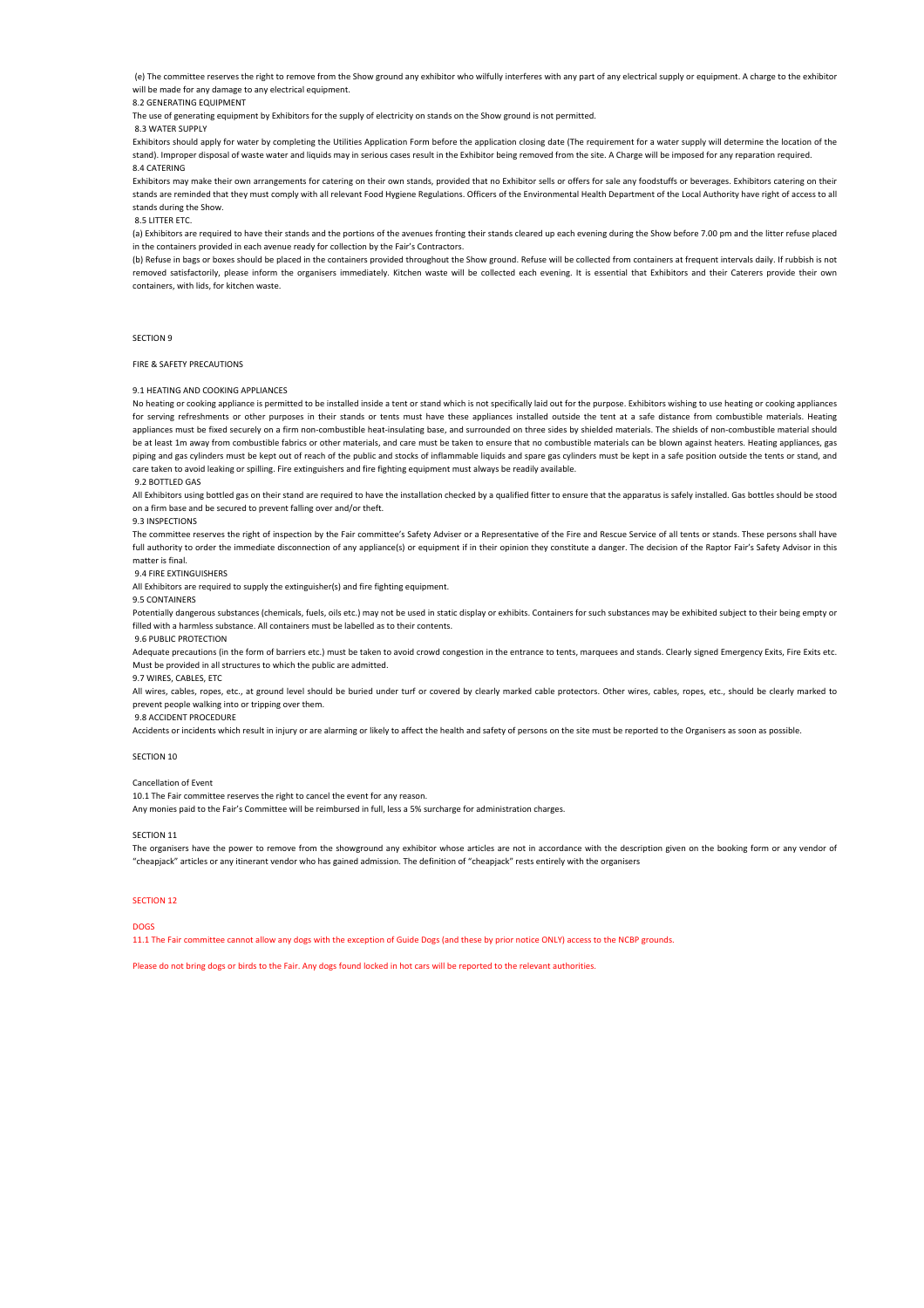(e) The committee reserves the right to remove from the Show ground any exhibitor who wilfully interferes with any part of any electrical supply or equipment. A charge to the exhibitor will be made for any damage to any electrical equipment.

8.2 GENERATING EQUIPMENT

The use of generating equipment by Exhibitors for the supply of electricity on stands on the Show ground is not permitted.

8.3 WATER SUPPLY

Exhibitors should apply for water by completing the Utilities Application Form before the application closing date (The requirement for a water supply will determine the location of the stand). Improper disposal of waste water and liquids may in serious cases result in the Exhibitor being removed from the site. A Charge will be imposed for any reparation required.

8.4 CATERING

Exhibitors may make their own arrangements for catering on their own stands, provided that no Exhibitor sells or offers for sale any foodstuffs or beverages. Exhibitors catering on their stands are reminded that they must comply with all relevant Food Hygiene Regulations. Officers of the Environmental Health Department of the Local Authority have right of access to all stands during the Show.

8.5 LITTER ETC.

(a) Exhibitors are required to have their stands and the portions of the avenues fronting their stands cleared up each evening during the Show before 7.00 pm and the litter refuse placed in the containers provided in each avenue ready for collection by the Fair's Contractors.

(b) Refuse in bags or boxes should be placed in the containers provided throughout the Show ground. Refuse will be collected from containers at frequent intervals daily. If rubbish is not removed satisfactorily, please inform the organisers immediately. Kitchen waste will be collected each evening. It is essential that Exhibitors and their Caterers provide their own containers, with lids, for kitchen waste.

## SECTION 9

### FIRE & SAFETY PRECAUTIONS

9.1 HEATING AND COOKING APPLIANCES

No heating or cooking appliance is permitted to be installed inside a tent or stand which is not specifically laid out for the purpose. Exhibitors wishing to use heating or cooking appliances for serving refreshments or other purposes in their stands or tents must have these appliances installed outside the tent at a safe distance from combustible materials. Heating appliances must be fixed securely on a firm non-combustible heat-insulating base, and surrounded on three sides by shielded materials. The shields of non-combustible material should be at least 1m away from combustible fabrics or other materials, and care must be taken to ensure that no combustible materials can be blown against heaters. Heating appliances, gas piping and gas cylinders must be kept out of reach of the public and stocks of inflammable liquids and spare gas cylinders must be kept in a safe position outside the tents or stand, and care taken to avoid leaking or spilling. Fire extinguishers and fire fighting equipment must always be readily available.

9.2 BOTTLED GAS

All Exhibitors using bottled gas on their stand are required to have the installation checked by a qualified fitter to ensure that the apparatus is safely installed. Gas bottles should be stood on a firm base and be secured to prevent falling over and/or theft.

9.3 INSPECTIONS

The committee reserves the right of inspection by the Fair committee's Safety Adviser or a Representative of the Fire and Rescue Service of all tents or stands. These persons shall have full authority to order the immediate disconnection of any appliance(s) or equipment if in their opinion they constitute a danger. The decision of the Raptor Fair's Safety Advisor in this matter is final.

9.4 FIRE EXTINGUISHERS

All Exhibitors are required to supply the extinguisher(s) and fire fighting equipment.

9.5 CONTAINERS

Potentially dangerous substances (chemicals, fuels, oils etc.) may not be used in static display or exhibits. Containers for such substances may be exhibited subject to their being empty or filled with a harmless substance. All containers must be labelled as to their contents.

9.6 PUBLIC PROTECTION

Adequate precautions (in the form of barriers etc.) must be taken to avoid crowd congestion in the entrance to tents, marquees and stands. Clearly signed Emergency Exits, Fire Exits etc. Must be provided in all structures to which the public are admitted.

9.7 WIRES, CABLES, ETC

All wires, cables, ropes, etc., at ground level should be buried under turf or covered by clearly marked cable protectors. Other wires, cables, ropes, etc., should be clearly marked to prevent people walking into or tripping over them.

9.8 ACCIDENT PROCEDURE

Accidents or incidents which result in injury or are alarming or likely to affect the health and safety of persons on the site must be reported to the Organisers as soon as possible.

## SECTION 10

### Cancellation of Event

10.1 The Fair committee reserves the right to cancel the event for any reason.

Any monies paid to the Fair's Committee will be reimbursed in full, less a 5% surcharge for administration charges.

## SECTION 11

The organisers have the power to remove from the showground any exhibitor whose articles are not in accordance with the description given on the booking form or any vendor of "cheapjack" articles or any itinerant vendor who has gained admission. The definition of "cheapjack" rests entirely with the organisers

## SECTION 12

### DOGS

11.1 The Fair committee cannot allow any dogs with the exception of Guide Dogs (and these by prior notice ONLY) access to the NCBP grounds.

Please do not bring dogs or birds to the Fair. Any dogs found locked in hot cars will be reported to the relevant authorities.